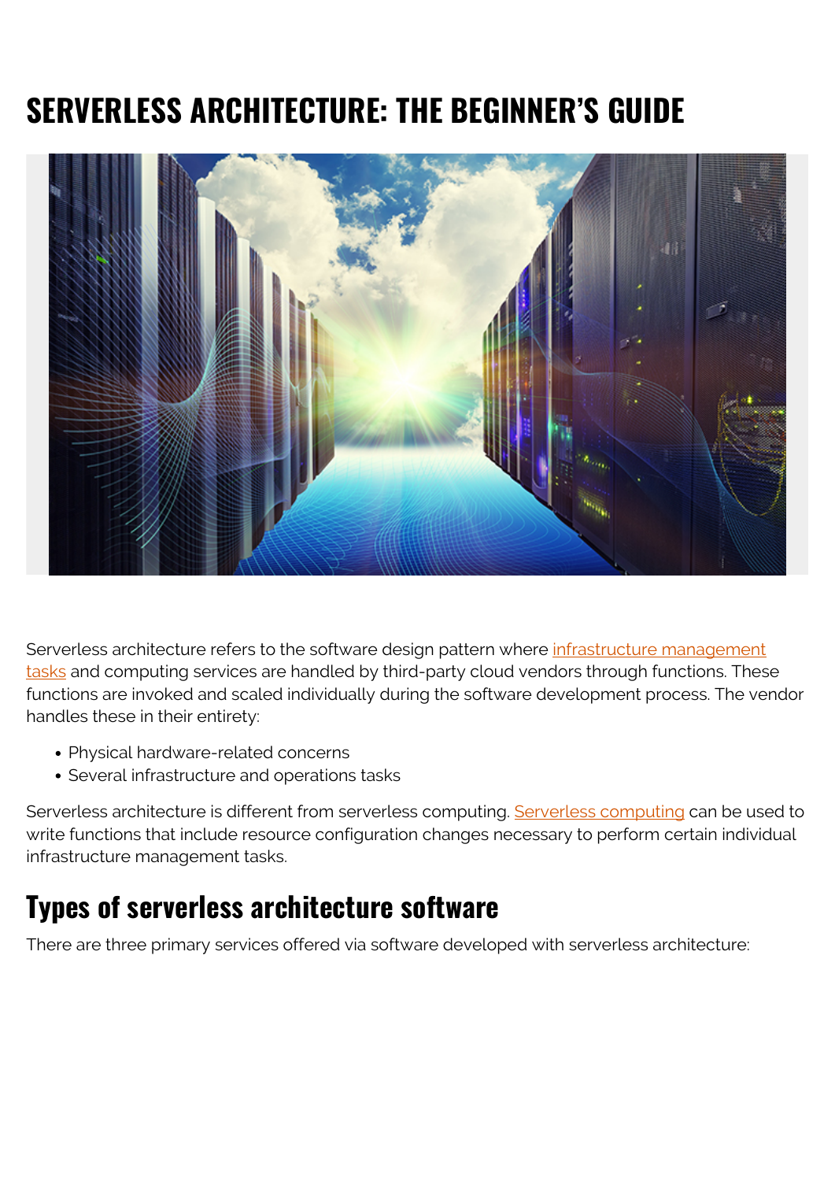# SERVERLESS ARCHITECTURE: THE BEGINNER'S GUIDE

Serverless architecture refers to the software design pattern where infrastructure management tasks and computing services are handled by third-party cloud vendors through functions. These functions are invoked and scaled individually during the software development process. The vendor handles these in their entirety:

- Physical hardware-related concerns
- Several infrastructure and operations tasks

Serverless architecture is different from serverless computing. Serverless computing can be used to write functions that include resource configuration changes necessary to perform certain individual infrastructure management tasks.

## Types of serverless architecture software

There are three primary services offered via software developed with serverless architecture: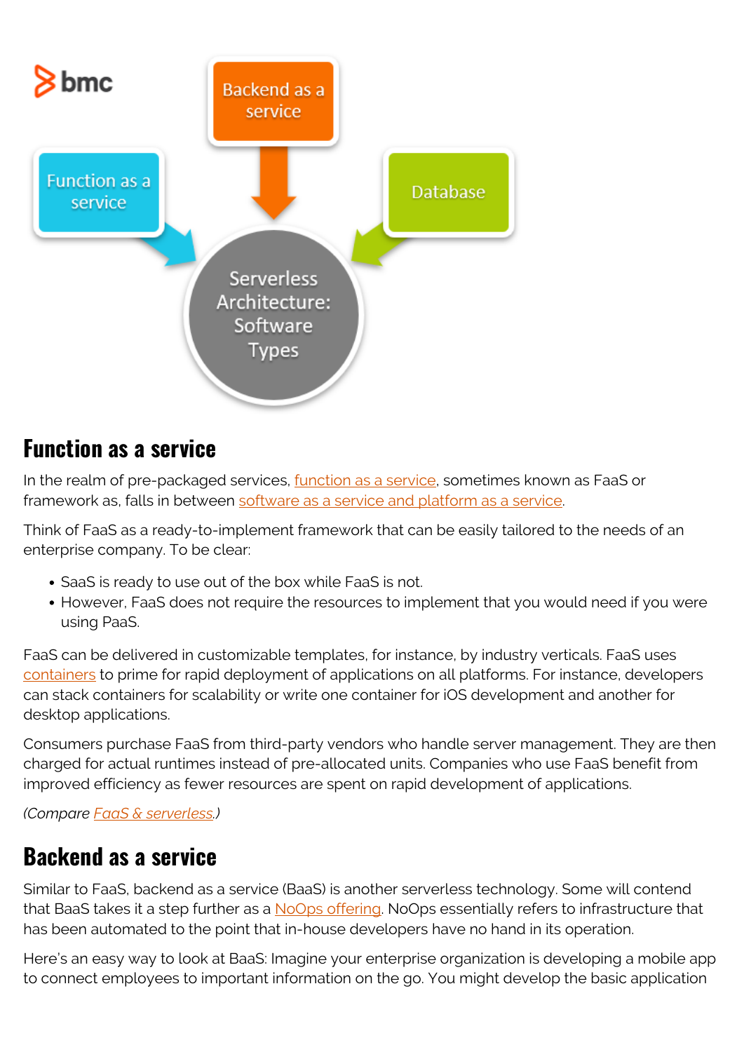## Function as a service

In the realm of pre-packaged services, function as a service, sometimes known as FaaS or framework as, falls in between software as a service and platform as a service.

Think of FaaS as a ready-to-implement framework that can be easily tailored to the needs of an enterprise company. To be clear:

- SaaS is ready to use out of the box while FaaS is not.
- However, FaaS does not require the resources to implement that you would need if you were using PaaS.

FaaS can be delivered in customizable templates, for instance, by industry verticals. FaaS uses containers to prime for rapid deployment of applications on all platforms. For instance, developers can stack containers for scalability or write one container for iOS development and another for desktop applications.

Consumers purchase FaaS from third-party vendors who handle server management. They are then charged for actual runtimes instead of pre-allocated units. Companies who use FaaS benefit from improved efficiency as fewer resources are spent on rapid development of applications.

*(Compare FaaS & serverless.)*

## Backend as a service

Similar to FaaS, backend as a service (BaaS) is another serverless technology. Some will contend that BaaS takes it a step further as a NoOps offering. NoOps essentially refers to infrastructure that has been automated to the point that in-house developers have no hand in its operation.

Here's an easy way to look at BaaS: Imagine your enterprise organization is developing a mobile app to connect employees to important information on the go. You might develop the basic application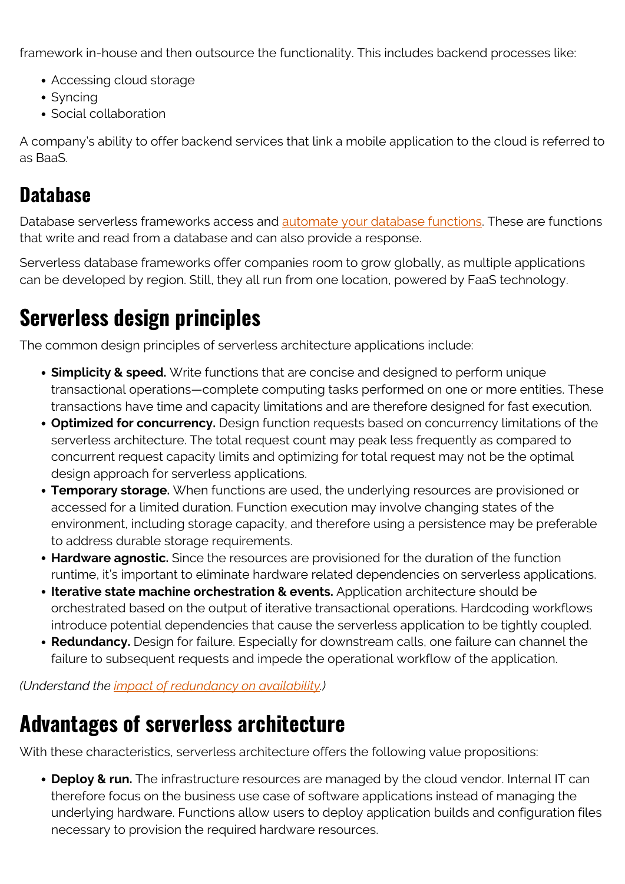framework in-house and then outsource the functionality. This includes backend processes like:

- Accessing cloud storage
- Syncing
- Social collaboration

A company's ability to offer backend services that link a mobile application to the cloud is referred to as BaaS.

### Database

Database serverless frameworks access and automate your database functions. These are functions that write and read from a database and can also provide a response.

Serverless database frameworks offer companies room to grow globally, as multiple applications can be developed by region. Still, they all run from one location, powered by FaaS technology.

## Serverless design principles

The common design principles of serverless architecture applications include:

- **Simplicity & speed.** Write functions that are concise and designed to perform unique transactional operations—complete computing tasks performed on one or more entities. These transactions have time and capacity limitations and are therefore designed for fast execution.
- **Optimized for concurrency.** Design function requests based on concurrency limitations of the serverless architecture. The total request count may peak less frequently as compared to concurrent request capacity limits and optimizing for total request may not be the optimal design approach for serverless applications.
- **Temporary storage.** When functions are used, the underlying resources are provisioned or accessed for a limited duration. Function execution may involve changing states of the environment, including storage capacity, and therefore using a persistence may be preferable to address durable storage requirements.
- **Hardware agnostic.** Since the resources are provisioned for the duration of the function runtime, it's important to eliminate hardware related dependencies on serverless applications.
- **Iterative state machine orchestration & events.** Application architecture should be orchestrated based on the output of iterative transactional operations. Hardcoding workflows introduce potential dependencies that cause the serverless application to be tightly coupled.
- **Redundancy.** Design for failure. Especially for downstream calls, one failure can channel the failure to subsequent requests and impede the operational workflow of the application.

*(Understand the impact of redundancy on availability.)*

## Advantages of serverless architecture

With these characteristics, serverless architecture offers the following value propositions:

- **Deploy & run.** The infrastructure resources are managed by the cloud vendor. Internal IT can therefore focus on the business use case of software applications instead of managing the underlying hardware. Functions allow users to deploy application builds and configuration files necessary to provision the required hardware resources.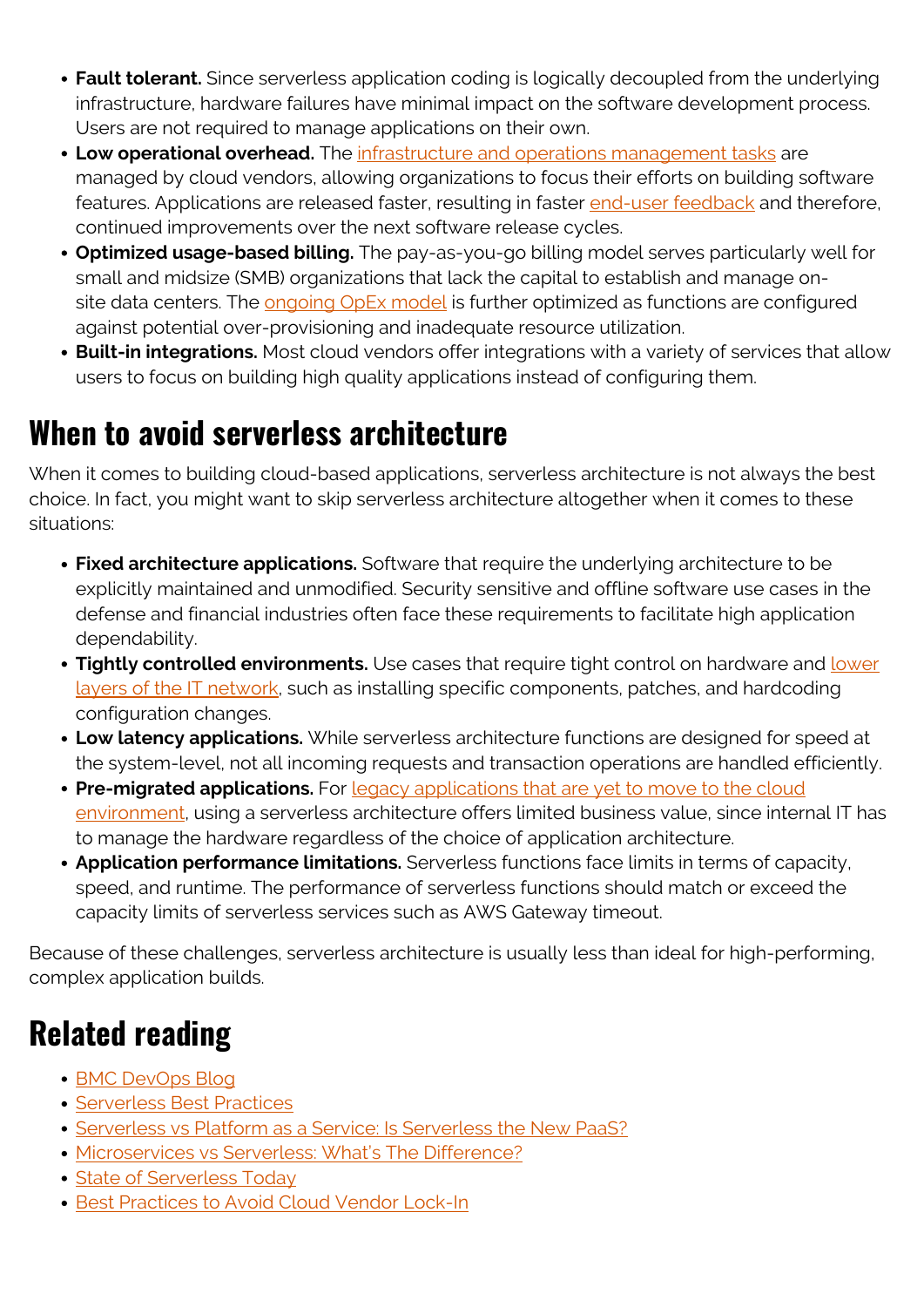- **Fault tolerant.** Since serverless application coding is logically decoupled from the underlying infrastructure, hardware failures have minimal impact on the software development process. Users are not required to manage applications on their own.
- **Low operational overhead.** The infrastructure and operations management tasks are managed by cloud vendors, allowing organizations to focus their efforts on building software features. Applications are released faster, resulting in faster end-user feedback and therefore, continued improvements over the next software release cycles.
- **Optimized usage-based billing.** The pay-as-you-go billing model serves particularly well for small and midsize (SMB) organizations that lack the capital to establish and manage on-site data centers. The ongoing OpEx model is further optimized as functions are configured against potential over-provisioning and inadequate resource utilization.
- **Built-in integrations.** Most cloud vendors offer integrations with a variety of services that allow users to focus on building high quality applications instead of configuring them.

## When to avoid serverless architecture

When it comes to building cloud-based applications, serverless architecture is not always the best choice. In fact, you might want to skip serverless architecture altogether when it comes to these situations:

- **Fixed architecture applications.** Software that require the underlying architecture to be explicitly maintained and unmodified. Security sensitive and offline software use cases in the defense and financial industries often face these requirements to facilitate high application dependability.
- **Tightly controlled environments.** Use cases that require tight control on hardware and lower layers of the IT network, such as installing specific components, patches, and hardcoding configuration changes.
- **Low latency applications.** While serverless architecture functions are designed for speed at the system-level, not all incoming requests and transaction operations are handled efficiently.
- **Pre-migrated applications.** For legacy applications that are yet to move to the cloud environment, using a serverless architecture offers limited business value, since internal IT has to manage the hardware regardless of the choice of application architecture.
- **Application performance limitations.** Serverless functions face limits in terms of capacity, speed, and runtime. The performance of serverless functions should match or exceed the capacity limits of serverless services such as AWS Gateway timeout.

Because of these challenges, serverless architecture is usually less than ideal for high-performing, complex application builds.

## Related reading

- BMC DevOps Blog
- Serverless Best Practices
- Serverless vs Platform as a Service: Is Serverless the New PaaS?
- Microservices vs Serverless: What's The Difference?
- State of Serverless Today
- Best Practices to Avoid Cloud Vendor Lock-In